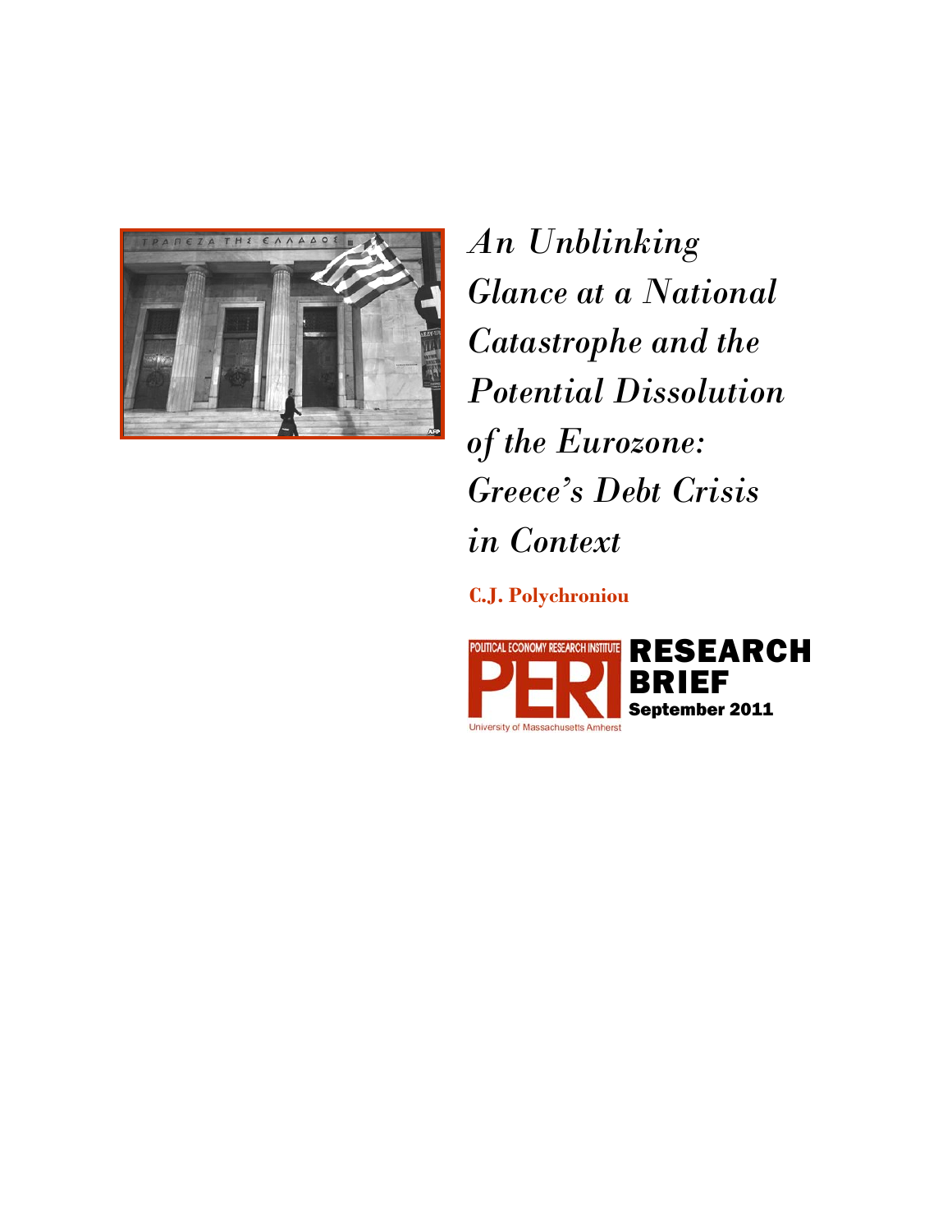# *An Unblinking Glance at a National Catastrophe and the Potential Dissolution of the Eurozone: Greece's Debt Crisis in Context*

**C.J. Polychroniou**

POLITICAL ECONOMY RESEARCH INSTITUTE
PERI
University of Massachusetts Amherst

**RESEARCH BRIEF**
**September 2011**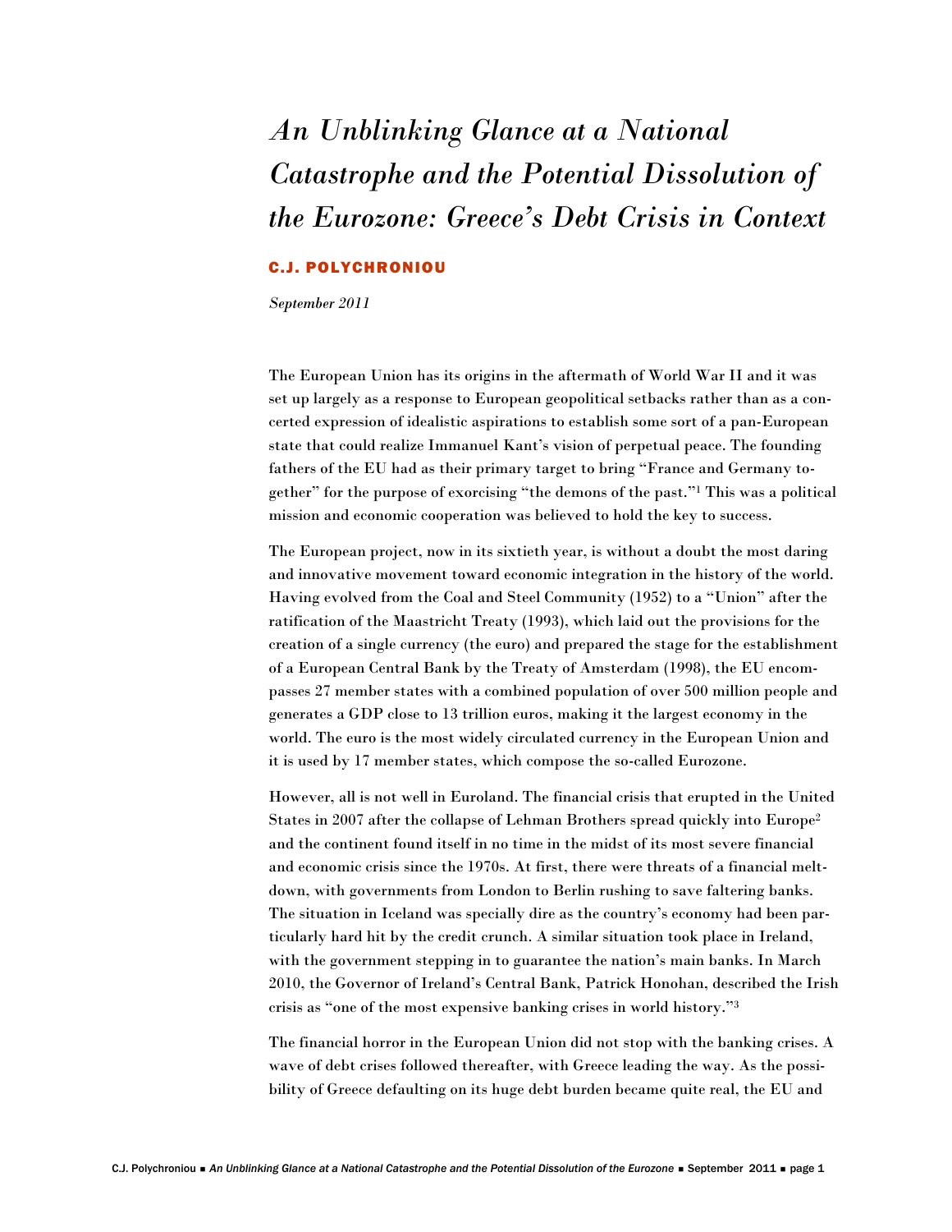# *An Unblinking Glance at a National Catastrophe and the Potential Dissolution of the Eurozone: Greece's Debt Crisis in Context*

**C.J. POLYCHRONIOU**

*September 2011*

The European Union has its origins in the aftermath of World War II and it was set up largely as a response to European geopolitical setbacks rather than as a concerted expression of idealistic aspirations to establish some sort of a pan-European state that could realize Immanuel Kant's vision of perpetual peace. The founding fathers of the EU had as their primary target to bring "France and Germany together" for the purpose of exorcising "the demons of the past."[1] This was a political mission and economic cooperation was believed to hold the key to success.

The European project, now in its sixtieth year, is without a doubt the most daring and innovative movement toward economic integration in the history of the world. Having evolved from the Coal and Steel Community (1952) to a "Union" after the ratification of the Maastricht Treaty (1993), which laid out the provisions for the creation of a single currency (the euro) and prepared the stage for the establishment of a European Central Bank by the Treaty of Amsterdam (1998), the EU encompasses 27 member states with a combined population of over 500 million people and generates a GDP close to 13 trillion euros, making it the largest economy in the world. The euro is the most widely circulated currency in the European Union and it is used by 17 member states, which compose the so-called Eurozone.

However, all is not well in Euroland. The financial crisis that erupted in the United States in 2007 after the collapse of Lehman Brothers spread quickly into Europe[2] and the continent found itself in no time in the midst of its most severe financial and economic crisis since the 1970s. At first, there were threats of a financial meltdown, with governments from London to Berlin rushing to save faltering banks. The situation in Iceland was specially dire as the country's economy had been particularly hard hit by the credit crunch. A similar situation took place in Ireland, with the government stepping in to guarantee the nation's main banks. In March 2010, the Governor of Ireland's Central Bank, Patrick Honohan, described the Irish crisis as "one of the most expensive banking crises in world history."[3]

The financial horror in the European Union did not stop with the banking crises. A wave of debt crises followed thereafter, with Greece leading the way. As the possibility of Greece defaulting on its huge debt burden became quite real, the EU and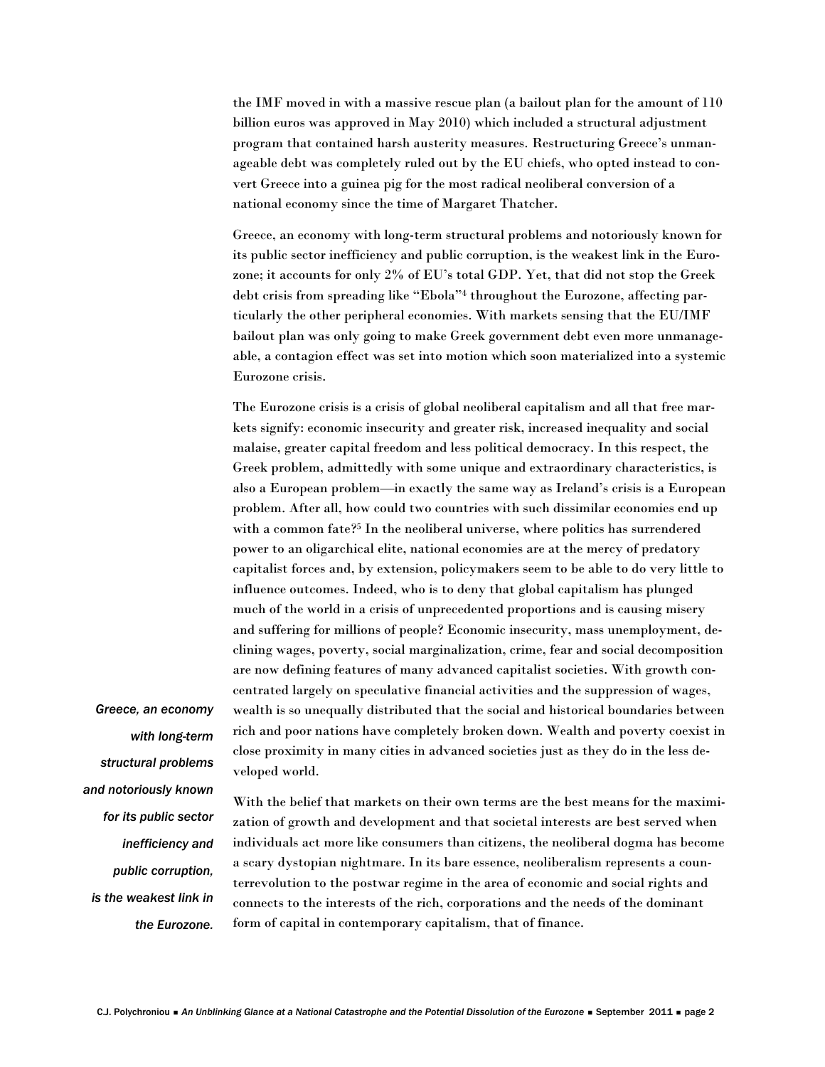the IMF moved in with a massive rescue plan (a bailout plan for the amount of 110 billion euros was approved in May 2010) which included a structural adjustment program that contained harsh austerity measures. Restructuring Greece's unmanageable debt was completely ruled out by the EU chiefs, who opted instead to convert Greece into a guinea pig for the most radical neoliberal conversion of a national economy since the time of Margaret Thatcher.

Greece, an economy with long-term structural problems and notoriously known for its public sector inefficiency and public corruption, is the weakest link in the Eurozone; it accounts for only 2% of EU's total GDP. Yet, that did not stop the Greek debt crisis from spreading like "Ebola"[4] throughout the Eurozone, affecting particularly the other peripheral economies. With markets sensing that the EU/IMF bailout plan was only going to make Greek government debt even more unmanageable, a contagion effect was set into motion which soon materialized into a systemic Eurozone crisis.

The Eurozone crisis is a crisis of global neoliberal capitalism and all that free markets signify: economic insecurity and greater risk, increased inequality and social malaise, greater capital freedom and less political democracy. In this respect, the Greek problem, admittedly with some unique and extraordinary characteristics, is also a European problem—in exactly the same way as Ireland's crisis is a European problem. After all, how could two countries with such dissimilar economies end up with a common fate?[5] In the neoliberal universe, where politics has surrendered power to an oligarchical elite, national economies are at the mercy of predatory capitalist forces and, by extension, policymakers seem to be able to do very little to influence outcomes. Indeed, who is to deny that global capitalism has plunged much of the world in a crisis of unprecedented proportions and is causing misery and suffering for millions of people? Economic insecurity, mass unemployment, declining wages, poverty, social marginalization, crime, fear and social decomposition are now defining features of many advanced capitalist societies. With growth concentrated largely on speculative financial activities and the suppression of wages, wealth is so unequally distributed that the social and historical boundaries between rich and poor nations have completely broken down. Wealth and poverty coexist in close proximity in many cities in advanced societies just as they do in the less developed world.

*Greece, an economy with long-term structural problems and notoriously known for its public sector inefficiency and public corruption, is the weakest link in the Eurozone.*

With the belief that markets on their own terms are the best means for the maximization of growth and development and that societal interests are best served when individuals act more like consumers than citizens, the neoliberal dogma has become a scary dystopian nightmare. In its bare essence, neoliberalism represents a counterrevolution to the postwar regime in the area of economic and social rights and connects to the interests of the rich, corporations and the needs of the dominant form of capital in contemporary capitalism, that of finance.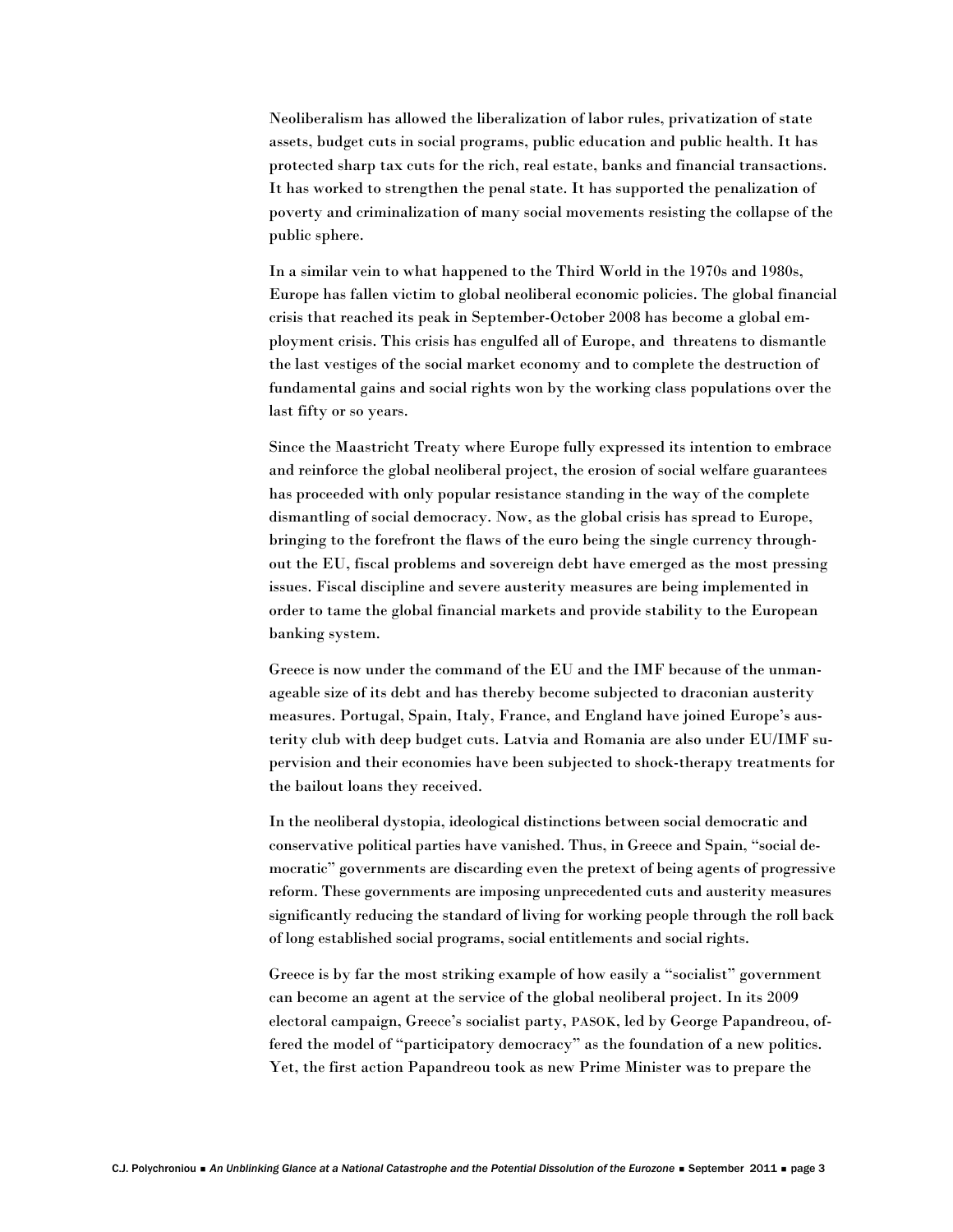Neoliberalism has allowed the liberalization of labor rules, privatization of state assets, budget cuts in social programs, public education and public health. It has protected sharp tax cuts for the rich, real estate, banks and financial transactions. It has worked to strengthen the penal state. It has supported the penalization of poverty and criminalization of many social movements resisting the collapse of the public sphere.

In a similar vein to what happened to the Third World in the 1970s and 1980s, Europe has fallen victim to global neoliberal economic policies. The global financial crisis that reached its peak in September-October 2008 has become a global employment crisis. This crisis has engulfed all of Europe, and threatens to dismantle the last vestiges of the social market economy and to complete the destruction of fundamental gains and social rights won by the working class populations over the last fifty or so years.

Since the Maastricht Treaty where Europe fully expressed its intention to embrace and reinforce the global neoliberal project, the erosion of social welfare guarantees has proceeded with only popular resistance standing in the way of the complete dismantling of social democracy. Now, as the global crisis has spread to Europe, bringing to the forefront the flaws of the euro being the single currency throughout the EU, fiscal problems and sovereign debt have emerged as the most pressing issues. Fiscal discipline and severe austerity measures are being implemented in order to tame the global financial markets and provide stability to the European banking system.

Greece is now under the command of the EU and the IMF because of the unmanageable size of its debt and has thereby become subjected to draconian austerity measures. Portugal, Spain, Italy, France, and England have joined Europe's austerity club with deep budget cuts. Latvia and Romania are also under EU/IMF supervision and their economies have been subjected to shock-therapy treatments for the bailout loans they received.

In the neoliberal dystopia, ideological distinctions between social democratic and conservative political parties have vanished. Thus, in Greece and Spain, "social democratic" governments are discarding even the pretext of being agents of progressive reform. These governments are imposing unprecedented cuts and austerity measures significantly reducing the standard of living for working people through the roll back of long established social programs, social entitlements and social rights.

Greece is by far the most striking example of how easily a "socialist" government can become an agent at the service of the global neoliberal project. In its 2009 electoral campaign, Greece's socialist party, PASOK, led by George Papandreou, offered the model of "participatory democracy" as the foundation of a new politics. Yet, the first action Papandreou took as new Prime Minister was to prepare the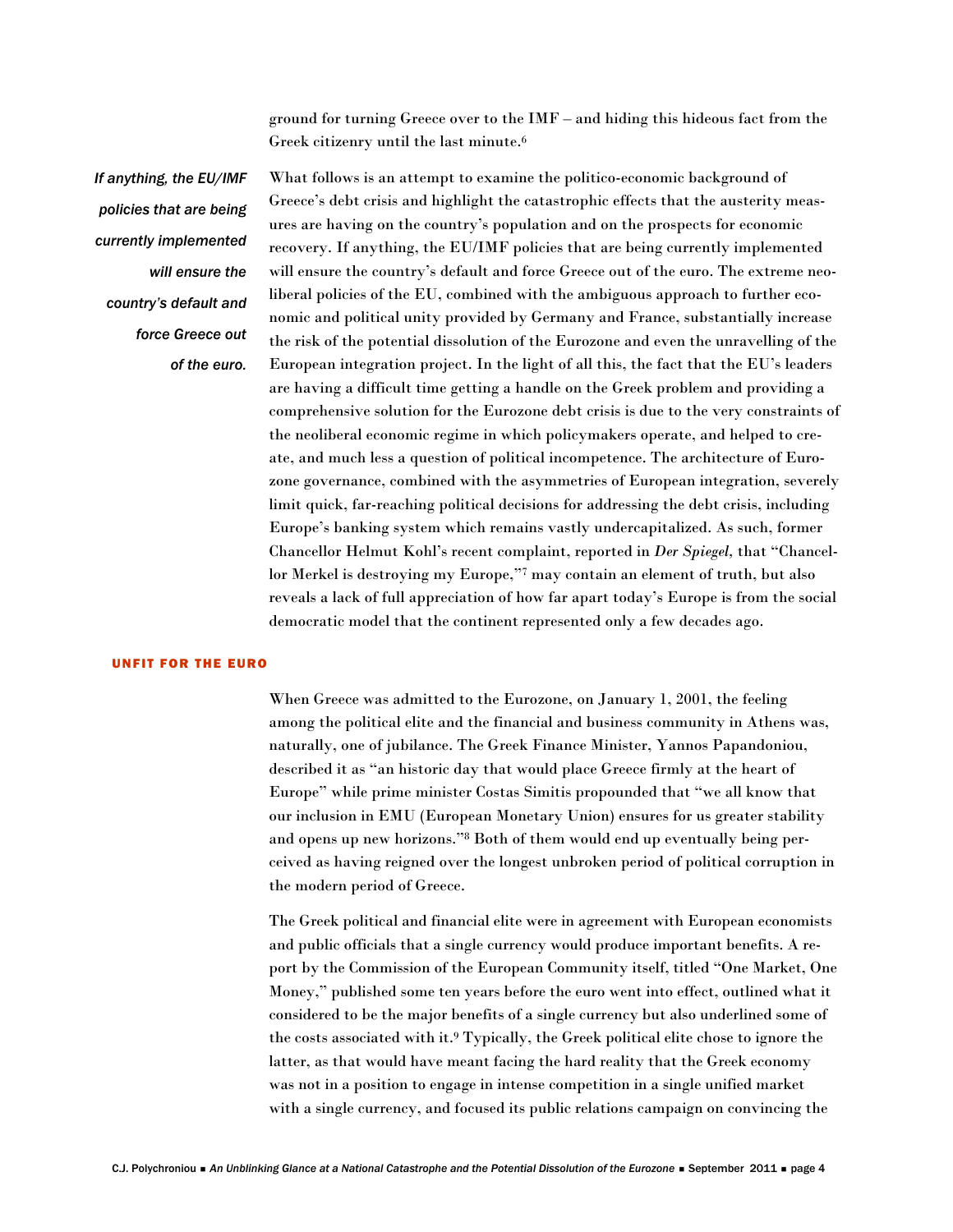ground for turning Greece over to the IMF – and hiding this hideous fact from the Greek citizenry until the last minute.[6]

*If anything, the EU/IMF policies that are being currently implemented will ensure the country's default and force Greece out of the euro.*

What follows is an attempt to examine the politico-economic background of Greece's debt crisis and highlight the catastrophic effects that the austerity measures are having on the country's population and on the prospects for economic recovery. If anything, the EU/IMF policies that are being currently implemented will ensure the country's default and force Greece out of the euro. The extreme neoliberal policies of the EU, combined with the ambiguous approach to further economic and political unity provided by Germany and France, substantially increase the risk of the potential dissolution of the Eurozone and even the unravelling of the European integration project. In the light of all this, the fact that the EU's leaders are having a difficult time getting a handle on the Greek problem and providing a comprehensive solution for the Eurozone debt crisis is due to the very constraints of the neoliberal economic regime in which policymakers operate, and helped to create, and much less a question of political incompetence. The architecture of Eurozone governance, combined with the asymmetries of European integration, severely limit quick, far-reaching political decisions for addressing the debt crisis, including Europe's banking system which remains vastly undercapitalized. As such, former Chancellor Helmut Kohl's recent complaint, reported in *Der Spiegel*, that "Chancellor Merkel is destroying my Europe,"[7] may contain an element of truth, but also reveals a lack of full appreciation of how far apart today's Europe is from the social democratic model that the continent represented only a few decades ago.

## UNFIT FOR THE EURO

When Greece was admitted to the Eurozone, on January 1, 2001, the feeling among the political elite and the financial and business community in Athens was, naturally, one of jubilance. The Greek Finance Minister, Yannos Papandoniou, described it as "an historic day that would place Greece firmly at the heart of Europe" while prime minister Costas Simitis propounded that "we all know that our inclusion in EMU (European Monetary Union) ensures for us greater stability and opens up new horizons."[8] Both of them would end up eventually being perceived as having reigned over the longest unbroken period of political corruption in the modern period of Greece.

The Greek political and financial elite were in agreement with European economists and public officials that a single currency would produce important benefits. A report by the Commission of the European Community itself, titled "One Market, One Money," published some ten years before the euro went into effect, outlined what it considered to be the major benefits of a single currency but also underlined some of the costs associated with it.[9] Typically, the Greek political elite chose to ignore the latter, as that would have meant facing the hard reality that the Greek economy was not in a position to engage in intense competition in a single unified market with a single currency, and focused its public relations campaign on convincing the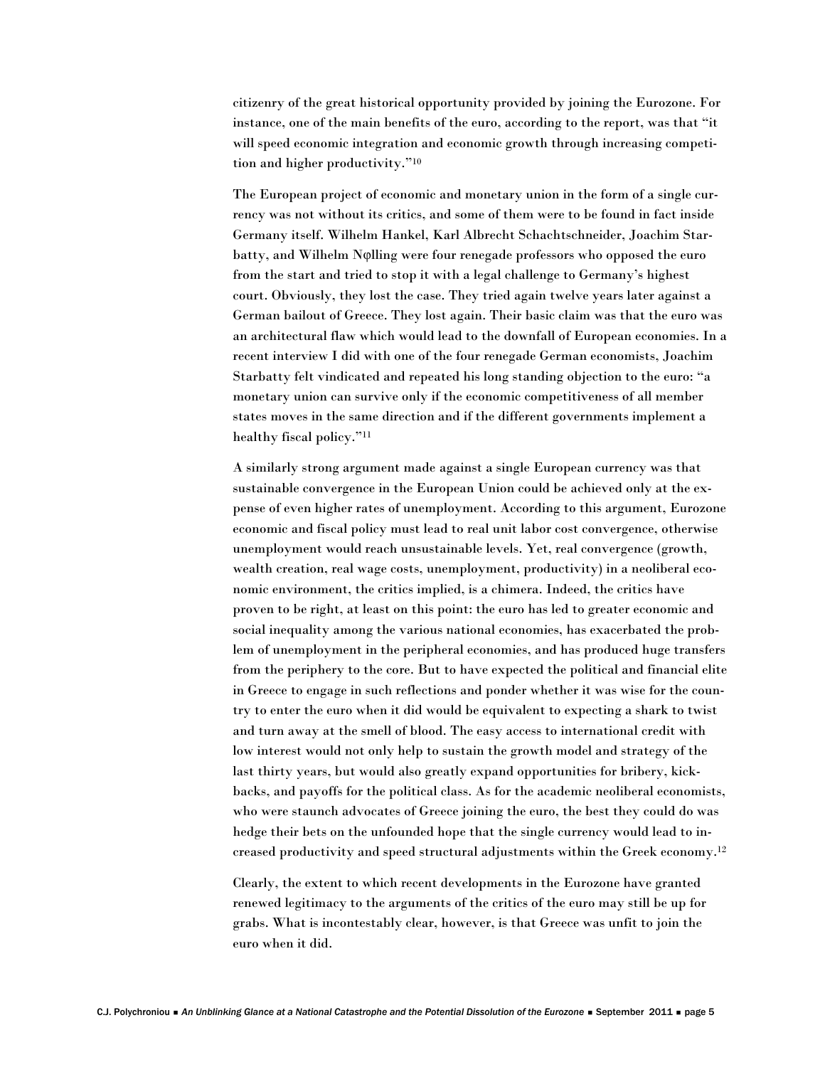citizenry of the great historical opportunity provided by joining the Eurozone. For instance, one of the main benefits of the euro, according to the report, was that "it will speed economic integration and economic growth through increasing competition and higher productivity."[10]

The European project of economic and monetary union in the form of a single currency was not without its critics, and some of them were to be found in fact inside Germany itself. Wilhelm Hankel, Karl Albrecht Schachtschneider, Joachim Starbatty, and Wilhelm Nφlling were four renegade professors who opposed the euro from the start and tried to stop it with a legal challenge to Germany's highest court. Obviously, they lost the case. They tried again twelve years later against a German bailout of Greece. They lost again. Their basic claim was that the euro was an architectural flaw which would lead to the downfall of European economies. In a recent interview I did with one of the four renegade German economists, Joachim Starbatty felt vindicated and repeated his long standing objection to the euro: "a monetary union can survive only if the economic competitiveness of all member states moves in the same direction and if the different governments implement a healthy fiscal policy."[11]

A similarly strong argument made against a single European currency was that sustainable convergence in the European Union could be achieved only at the expense of even higher rates of unemployment. According to this argument, Eurozone economic and fiscal policy must lead to real unit labor cost convergence, otherwise unemployment would reach unsustainable levels. Yet, real convergence (growth, wealth creation, real wage costs, unemployment, productivity) in a neoliberal economic environment, the critics implied, is a chimera. Indeed, the critics have proven to be right, at least on this point: the euro has led to greater economic and social inequality among the various national economies, has exacerbated the problem of unemployment in the peripheral economies, and has produced huge transfers from the periphery to the core. But to have expected the political and financial elite in Greece to engage in such reflections and ponder whether it was wise for the country to enter the euro when it did would be equivalent to expecting a shark to twist and turn away at the smell of blood. The easy access to international credit with low interest would not only help to sustain the growth model and strategy of the last thirty years, but would also greatly expand opportunities for bribery, kickbacks, and payoffs for the political class. As for the academic neoliberal economists, who were staunch advocates of Greece joining the euro, the best they could do was hedge their bets on the unfounded hope that the single currency would lead to increased productivity and speed structural adjustments within the Greek economy.[12]

Clearly, the extent to which recent developments in the Eurozone have granted renewed legitimacy to the arguments of the critics of the euro may still be up for grabs. What is incontestably clear, however, is that Greece was unfit to join the euro when it did.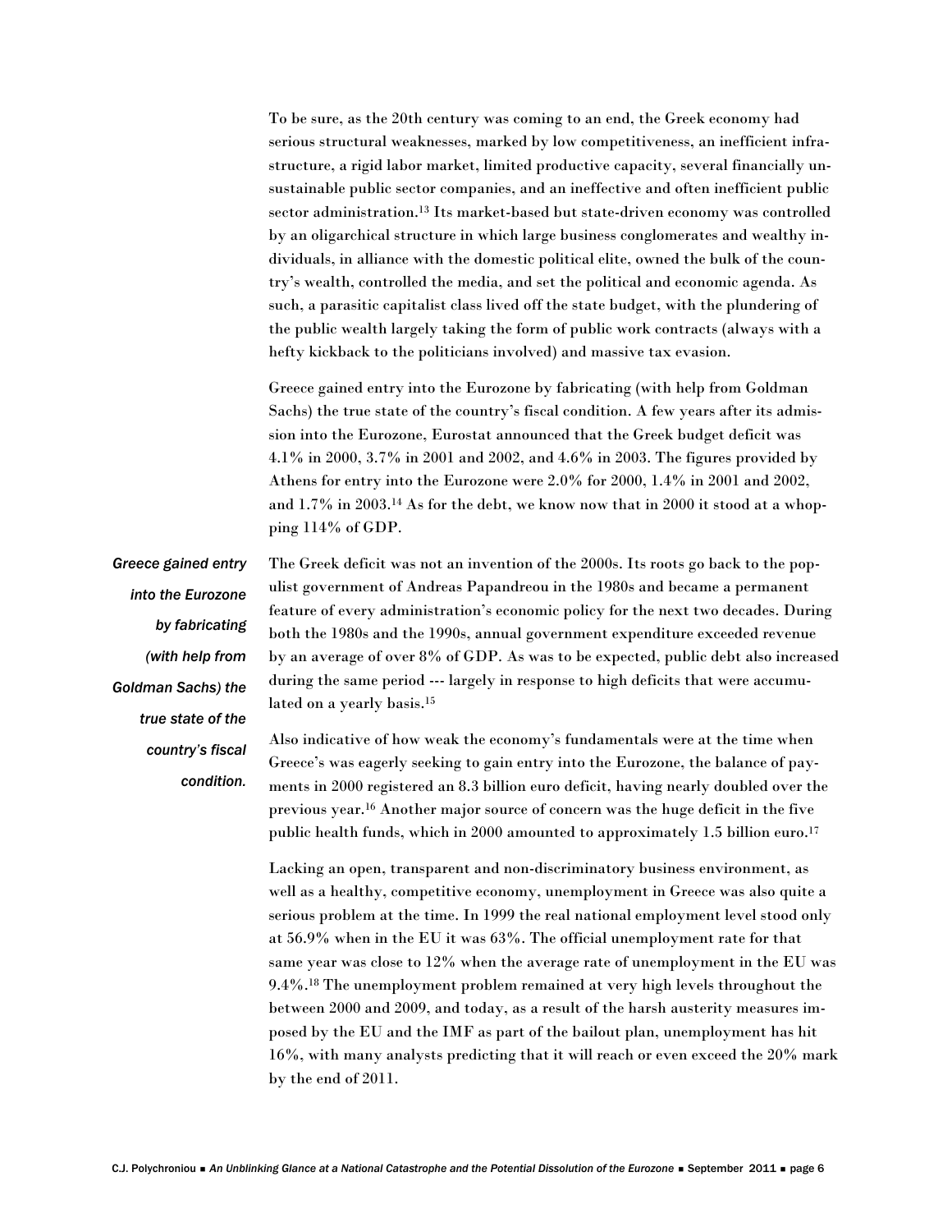To be sure, as the 20th century was coming to an end, the Greek economy had serious structural weaknesses, marked by low competitiveness, an inefficient infrastructure, a rigid labor market, limited productive capacity, several financially unsustainable public sector companies, and an ineffective and often inefficient public sector administration.[13] Its market-based but state-driven economy was controlled by an oligarchical structure in which large business conglomerates and wealthy individuals, in alliance with the domestic political elite, owned the bulk of the country's wealth, controlled the media, and set the political and economic agenda. As such, a parasitic capitalist class lived off the state budget, with the plundering of the public wealth largely taking the form of public work contracts (always with a hefty kickback to the politicians involved) and massive tax evasion.

Greece gained entry into the Eurozone by fabricating (with help from Goldman Sachs) the true state of the country's fiscal condition. A few years after its admission into the Eurozone, Eurostat announced that the Greek budget deficit was 4.1% in 2000, 3.7% in 2001 and 2002, and 4.6% in 2003. The figures provided by Athens for entry into the Eurozone were 2.0% for 2000, 1.4% in 2001 and 2002, and 1.7% in 2003.[14] As for the debt, we know now that in 2000 it stood at a whopping 114% of GDP.

*Greece gained entry into the Eurozone by fabricating (with help from Goldman Sachs) the true state of the country's fiscal condition.*

The Greek deficit was not an invention of the 2000s. Its roots go back to the populist government of Andreas Papandreou in the 1980s and became a permanent feature of every administration's economic policy for the next two decades. During both the 1980s and the 1990s, annual government expenditure exceeded revenue by an average of over 8% of GDP. As was to be expected, public debt also increased during the same period --- largely in response to high deficits that were accumulated on a yearly basis.[15]

Also indicative of how weak the economy's fundamentals were at the time when Greece's was eagerly seeking to gain entry into the Eurozone, the balance of payments in 2000 registered an 8.3 billion euro deficit, having nearly doubled over the previous year.[16] Another major source of concern was the huge deficit in the five public health funds, which in 2000 amounted to approximately 1.5 billion euro.[17]

Lacking an open, transparent and non-discriminatory business environment, as well as a healthy, competitive economy, unemployment in Greece was also quite a serious problem at the time. In 1999 the real national employment level stood only at 56.9% when in the EU it was 63%. The official unemployment rate for that same year was close to 12% when the average rate of unemployment in the EU was 9.4%.[18] The unemployment problem remained at very high levels throughout the between 2000 and 2009, and today, as a result of the harsh austerity measures imposed by the EU and the IMF as part of the bailout plan, unemployment has hit 16%, with many analysts predicting that it will reach or even exceed the 20% mark by the end of 2011.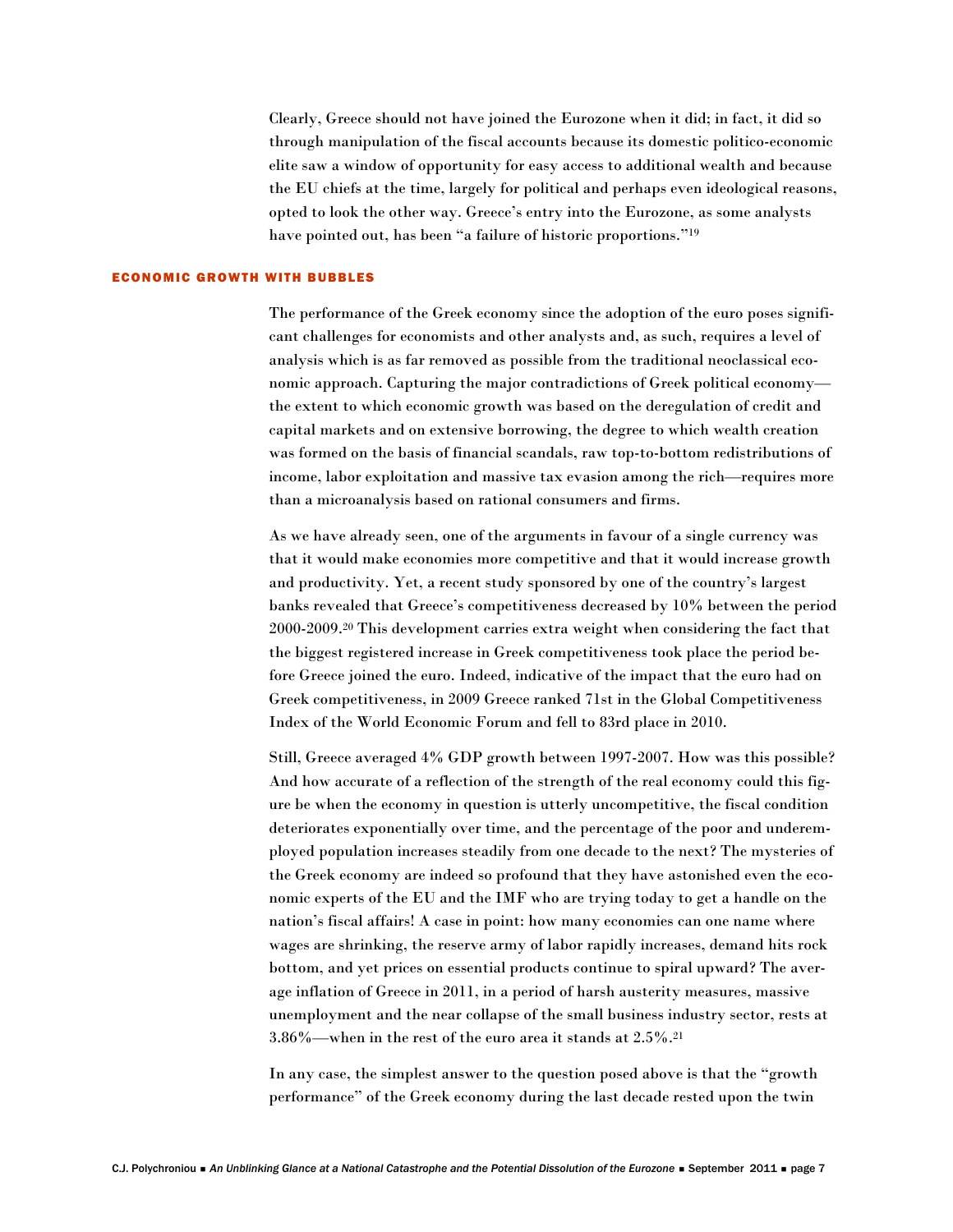Clearly, Greece should not have joined the Eurozone when it did; in fact, it did so through manipulation of the fiscal accounts because its domestic politico-economic elite saw a window of opportunity for easy access to additional wealth and because the EU chiefs at the time, largely for political and perhaps even ideological reasons, opted to look the other way. Greece's entry into the Eurozone, as some analysts have pointed out, has been "a failure of historic proportions."[19]

## ECONOMIC GROWTH WITH BUBBLES

The performance of the Greek economy since the adoption of the euro poses significant challenges for economists and other analysts and, as such, requires a level of analysis which is as far removed as possible from the traditional neoclassical economic approach. Capturing the major contradictions of Greek political economy—the extent to which economic growth was based on the deregulation of credit and capital markets and on extensive borrowing, the degree to which wealth creation was formed on the basis of financial scandals, raw top-to-bottom redistributions of income, labor exploitation and massive tax evasion among the rich—requires more than a microanalysis based on rational consumers and firms.

As we have already seen, one of the arguments in favour of a single currency was that it would make economies more competitive and that it would increase growth and productivity. Yet, a recent study sponsored by one of the country's largest banks revealed that Greece's competitiveness decreased by 10% between the period 2000-2009.[20] This development carries extra weight when considering the fact that the biggest registered increase in Greek competitiveness took place the period before Greece joined the euro. Indeed, indicative of the impact that the euro had on Greek competitiveness, in 2009 Greece ranked 71st in the Global Competitiveness Index of the World Economic Forum and fell to 83rd place in 2010.

Still, Greece averaged 4% GDP growth between 1997-2007. How was this possible? And how accurate of a reflection of the strength of the real economy could this figure be when the economy in question is utterly uncompetitive, the fiscal condition deteriorates exponentially over time, and the percentage of the poor and underemployed population increases steadily from one decade to the next? The mysteries of the Greek economy are indeed so profound that they have astonished even the economic experts of the EU and the IMF who are trying today to get a handle on the nation's fiscal affairs! A case in point: how many economies can one name where wages are shrinking, the reserve army of labor rapidly increases, demand hits rock bottom, and yet prices on essential products continue to spiral upward? The average inflation of Greece in 2011, in a period of harsh austerity measures, massive unemployment and the near collapse of the small business industry sector, rests at 3.86%—when in the rest of the euro area it stands at 2.5%.[21]

In any case, the simplest answer to the question posed above is that the "growth performance" of the Greek economy during the last decade rested upon the twin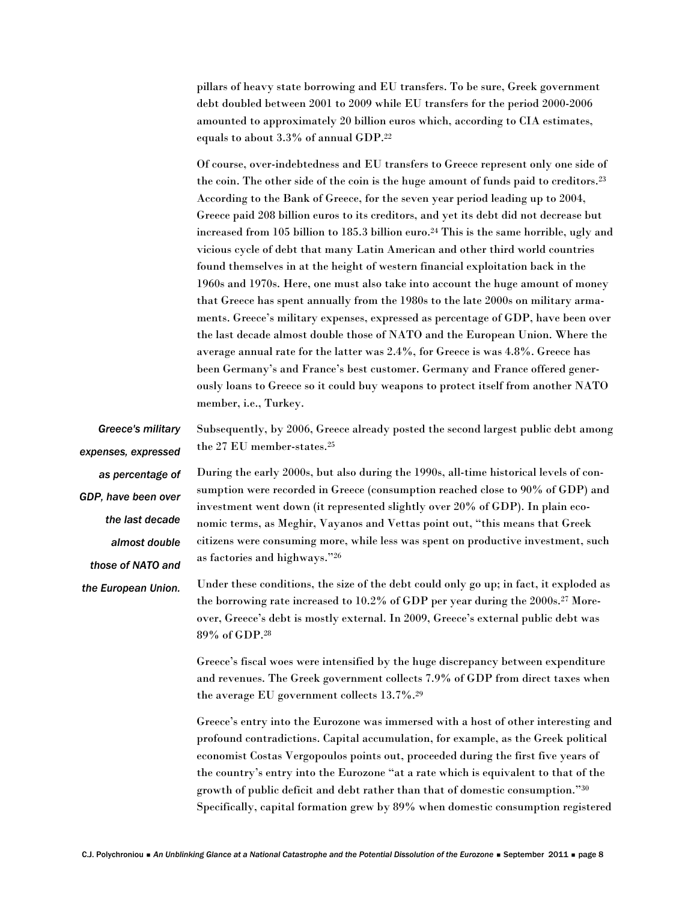pillars of heavy state borrowing and EU transfers. To be sure, Greek government debt doubled between 2001 to 2009 while EU transfers for the period 2000-2006 amounted to approximately 20 billion euros which, according to CIA estimates, equals to about 3.3% of annual GDP.[22]

Of course, over-indebtedness and EU transfers to Greece represent only one side of the coin. The other side of the coin is the huge amount of funds paid to creditors.[23] According to the Bank of Greece, for the seven year period leading up to 2004, Greece paid 208 billion euros to its creditors, and yet its debt did not decrease but increased from 105 billion to 185.3 billion euro.[24] This is the same horrible, ugly and vicious cycle of debt that many Latin American and other third world countries found themselves in at the height of western financial exploitation back in the 1960s and 1970s. Here, one must also take into account the huge amount of money that Greece has spent annually from the 1980s to the late 2000s on military armaments. Greece's military expenses, expressed as percentage of GDP, have been over the last decade almost double those of NATO and the European Union. Where the average annual rate for the latter was 2.4%, for Greece is was 4.8%. Greece has been Germany's and France's best customer. Germany and France offered generously loans to Greece so it could buy weapons to protect itself from another NATO member, i.e., Turkey.

*Greece's military expenses, expressed as percentage of GDP, have been over the last decade almost double those of NATO and the European Union.*

Subsequently, by 2006, Greece already posted the second largest public debt among the 27 EU member-states.[25]

During the early 2000s, but also during the 1990s, all-time historical levels of consumption were recorded in Greece (consumption reached close to 90% of GDP) and investment went down (it represented slightly over 20% of GDP). In plain economic terms, as Meghir, Vayanos and Vettas point out, "this means that Greek citizens were consuming more, while less was spent on productive investment, such as factories and highways."[26]

Under these conditions, the size of the debt could only go up; in fact, it exploded as the borrowing rate increased to 10.2% of GDP per year during the 2000s.[27] Moreover, Greece's debt is mostly external. In 2009, Greece's external public debt was 89% of GDP.[28]

Greece's fiscal woes were intensified by the huge discrepancy between expenditure and revenues. The Greek government collects 7.9% of GDP from direct taxes when the average EU government collects 13.7%.[29]

Greece's entry into the Eurozone was immersed with a host of other interesting and profound contradictions. Capital accumulation, for example, as the Greek political economist Costas Vergopoulos points out, proceeded during the first five years of the country's entry into the Eurozone "at a rate which is equivalent to that of the growth of public deficit and debt rather than that of domestic consumption."[30] Specifically, capital formation grew by 89% when domestic consumption registered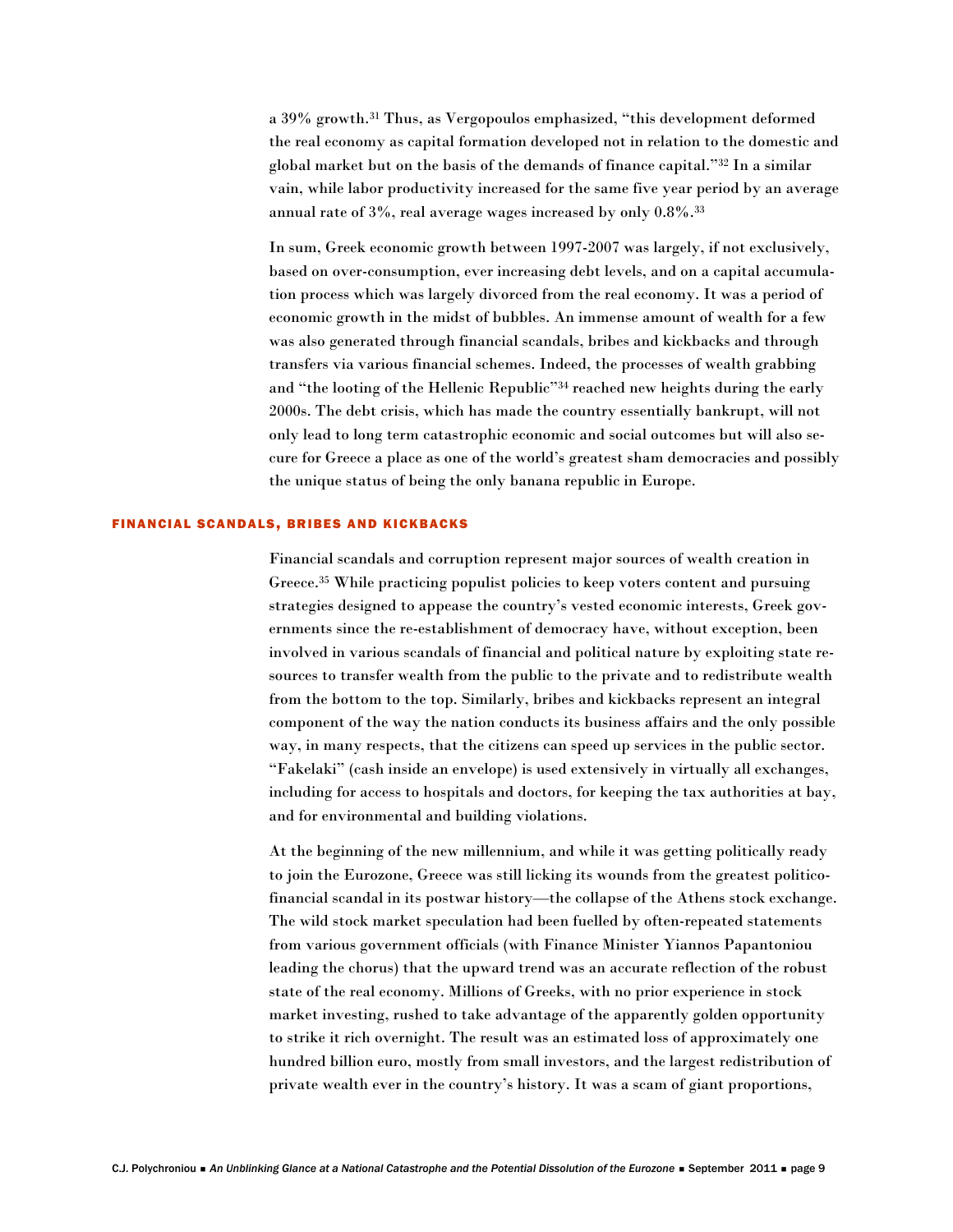a 39% growth.[31] Thus, as Vergopoulos emphasized, "this development deformed the real economy as capital formation developed not in relation to the domestic and global market but on the basis of the demands of finance capital."[32] In a similar vain, while labor productivity increased for the same five year period by an average annual rate of 3%, real average wages increased by only 0.8%.[33]

In sum, Greek economic growth between 1997-2007 was largely, if not exclusively, based on over-consumption, ever increasing debt levels, and on a capital accumulation process which was largely divorced from the real economy. It was a period of economic growth in the midst of bubbles. An immense amount of wealth for a few was also generated through financial scandals, bribes and kickbacks and through transfers via various financial schemes. Indeed, the processes of wealth grabbing and "the looting of the Hellenic Republic"[34] reached new heights during the early 2000s. The debt crisis, which has made the country essentially bankrupt, will not only lead to long term catastrophic economic and social outcomes but will also secure for Greece a place as one of the world's greatest sham democracies and possibly the unique status of being the only banana republic in Europe.

## FINANCIAL SCANDALS, BRIBES AND KICKBACKS

Financial scandals and corruption represent major sources of wealth creation in Greece.[35] While practicing populist policies to keep voters content and pursuing strategies designed to appease the country's vested economic interests, Greek governments since the re-establishment of democracy have, without exception, been involved in various scandals of financial and political nature by exploiting state resources to transfer wealth from the public to the private and to redistribute wealth from the bottom to the top. Similarly, bribes and kickbacks represent an integral component of the way the nation conducts its business affairs and the only possible way, in many respects, that the citizens can speed up services in the public sector. "Fakelaki" (cash inside an envelope) is used extensively in virtually all exchanges, including for access to hospitals and doctors, for keeping the tax authorities at bay, and for environmental and building violations.

At the beginning of the new millennium, and while it was getting politically ready to join the Eurozone, Greece was still licking its wounds from the greatest politico-financial scandal in its postwar history—the collapse of the Athens stock exchange. The wild stock market speculation had been fuelled by often-repeated statements from various government officials (with Finance Minister Yiannos Papantoniou leading the chorus) that the upward trend was an accurate reflection of the robust state of the real economy. Millions of Greeks, with no prior experience in stock market investing, rushed to take advantage of the apparently golden opportunity to strike it rich overnight. The result was an estimated loss of approximately one hundred billion euro, mostly from small investors, and the largest redistribution of private wealth ever in the country's history. It was a scam of giant proportions,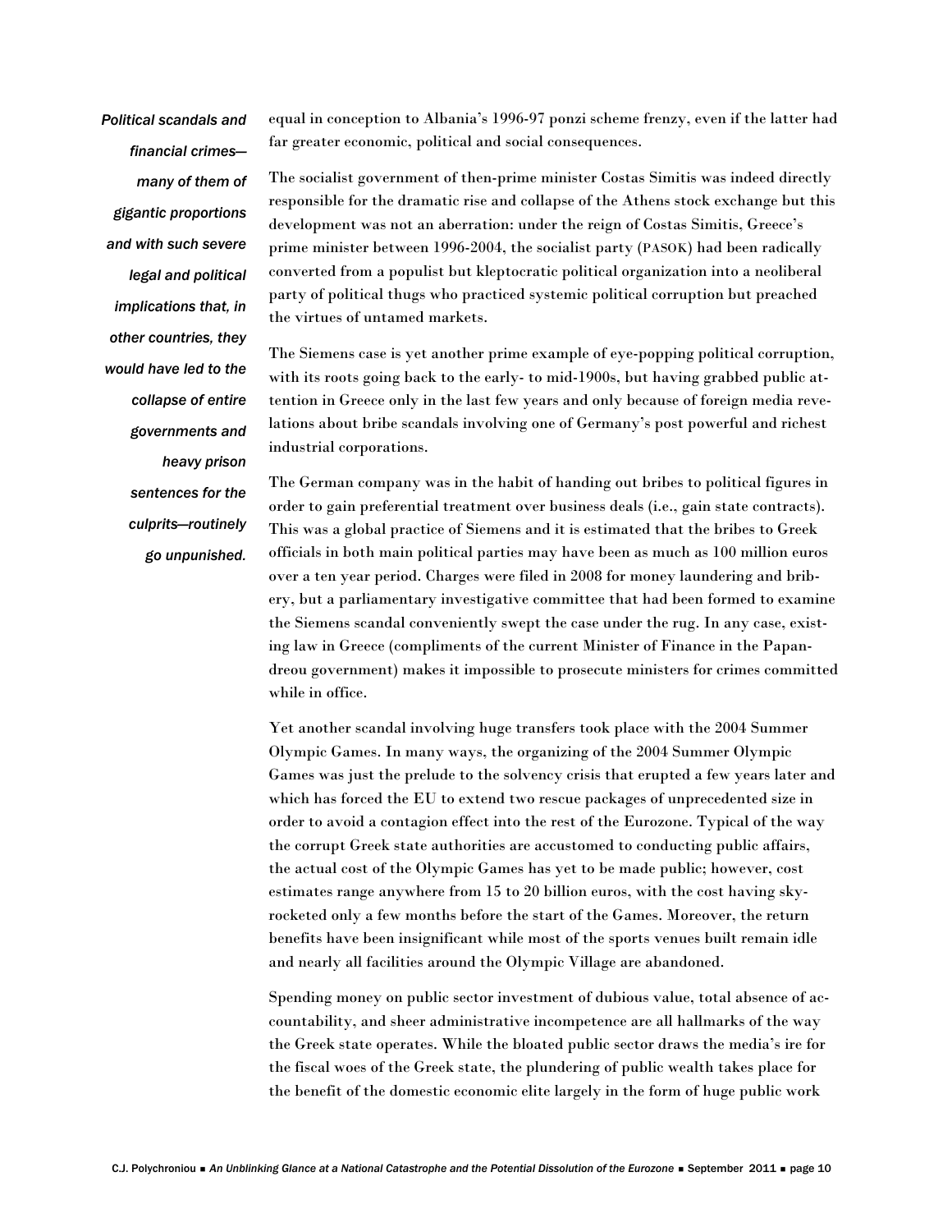*Political scandals and financial crimes—many of them of gigantic proportions and with such severe legal and political implications that, in other countries, they would have led to the collapse of entire governments and heavy prison sentences for the culprits—routinely go unpunished.*

equal in conception to Albania's 1996-97 ponzi scheme frenzy, even if the latter had far greater economic, political and social consequences.

The socialist government of then-prime minister Costas Simitis was indeed directly responsible for the dramatic rise and collapse of the Athens stock exchange but this development was not an aberration: under the reign of Costas Simitis, Greece's prime minister between 1996-2004, the socialist party (PASOK) had been radically converted from a populist but kleptocratic political organization into a neoliberal party of political thugs who practiced systemic political corruption but preached the virtues of untamed markets.

The Siemens case is yet another prime example of eye-popping political corruption, with its roots going back to the early- to mid-1900s, but having grabbed public attention in Greece only in the last few years and only because of foreign media revelations about bribe scandals involving one of Germany's post powerful and richest industrial corporations.

The German company was in the habit of handing out bribes to political figures in order to gain preferential treatment over business deals (i.e., gain state contracts). This was a global practice of Siemens and it is estimated that the bribes to Greek officials in both main political parties may have been as much as 100 million euros over a ten year period. Charges were filed in 2008 for money laundering and bribery, but a parliamentary investigative committee that had been formed to examine the Siemens scandal conveniently swept the case under the rug. In any case, existing law in Greece (compliments of the current Minister of Finance in the Papandreou government) makes it impossible to prosecute ministers for crimes committed while in office.

Yet another scandal involving huge transfers took place with the 2004 Summer Olympic Games. In many ways, the organizing of the 2004 Summer Olympic Games was just the prelude to the solvency crisis that erupted a few years later and which has forced the EU to extend two rescue packages of unprecedented size in order to avoid a contagion effect into the rest of the Eurozone. Typical of the way the corrupt Greek state authorities are accustomed to conducting public affairs, the actual cost of the Olympic Games has yet to be made public; however, cost estimates range anywhere from 15 to 20 billion euros, with the cost having skyrocketed only a few months before the start of the Games. Moreover, the return benefits have been insignificant while most of the sports venues built remain idle and nearly all facilities around the Olympic Village are abandoned.

Spending money on public sector investment of dubious value, total absence of accountability, and sheer administrative incompetence are all hallmarks of the way the Greek state operates. While the bloated public sector draws the media's ire for the fiscal woes of the Greek state, the plundering of public wealth takes place for the benefit of the domestic economic elite largely in the form of huge public work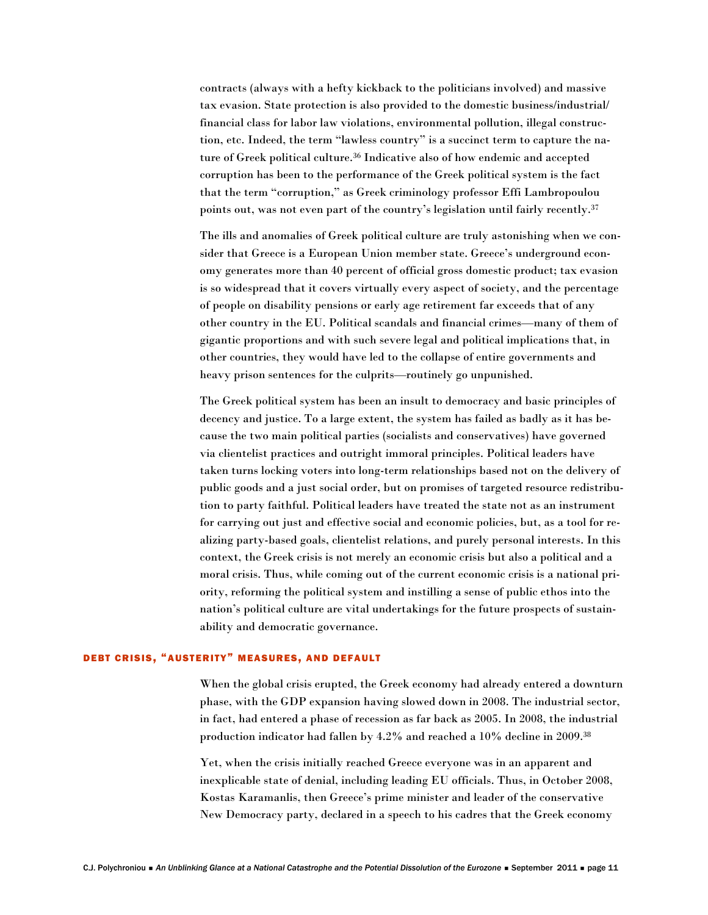contracts (always with a hefty kickback to the politicians involved) and massive tax evasion. State protection is also provided to the domestic business/industrial/financial class for labor law violations, environmental pollution, illegal construction, etc. Indeed, the term "lawless country" is a succinct term to capture the nature of Greek political culture.[36] Indicative also of how endemic and accepted corruption has been to the performance of the Greek political system is the fact that the term "corruption," as Greek criminology professor Effi Lambropoulou points out, was not even part of the country's legislation until fairly recently.[37]

The ills and anomalies of Greek political culture are truly astonishing when we consider that Greece is a European Union member state. Greece's underground economy generates more than 40 percent of official gross domestic product; tax evasion is so widespread that it covers virtually every aspect of society, and the percentage of people on disability pensions or early age retirement far exceeds that of any other country in the EU. Political scandals and financial crimes—many of them of gigantic proportions and with such severe legal and political implications that, in other countries, they would have led to the collapse of entire governments and heavy prison sentences for the culprits—routinely go unpunished.

The Greek political system has been an insult to democracy and basic principles of decency and justice. To a large extent, the system has failed as badly as it has because the two main political parties (socialists and conservatives) have governed via clientelist practices and outright immoral principles. Political leaders have taken turns locking voters into long-term relationships based not on the delivery of public goods and a just social order, but on promises of targeted resource redistribution to party faithful. Political leaders have treated the state not as an instrument for carrying out just and effective social and economic policies, but, as a tool for realizing party-based goals, clientelist relations, and purely personal interests. In this context, the Greek crisis is not merely an economic crisis but also a political and a moral crisis. Thus, while coming out of the current economic crisis is a national priority, reforming the political system and instilling a sense of public ethos into the nation's political culture are vital undertakings for the future prospects of sustainability and democratic governance.

## DEBT CRISIS, "AUSTERITY" MEASURES, AND DEFAULT

When the global crisis erupted, the Greek economy had already entered a downturn phase, with the GDP expansion having slowed down in 2008. The industrial sector, in fact, had entered a phase of recession as far back as 2005. In 2008, the industrial production indicator had fallen by 4.2% and reached a 10% decline in 2009.[38]

Yet, when the crisis initially reached Greece everyone was in an apparent and inexplicable state of denial, including leading EU officials. Thus, in October 2008, Kostas Karamanlis, then Greece's prime minister and leader of the conservative New Democracy party, declared in a speech to his cadres that the Greek economy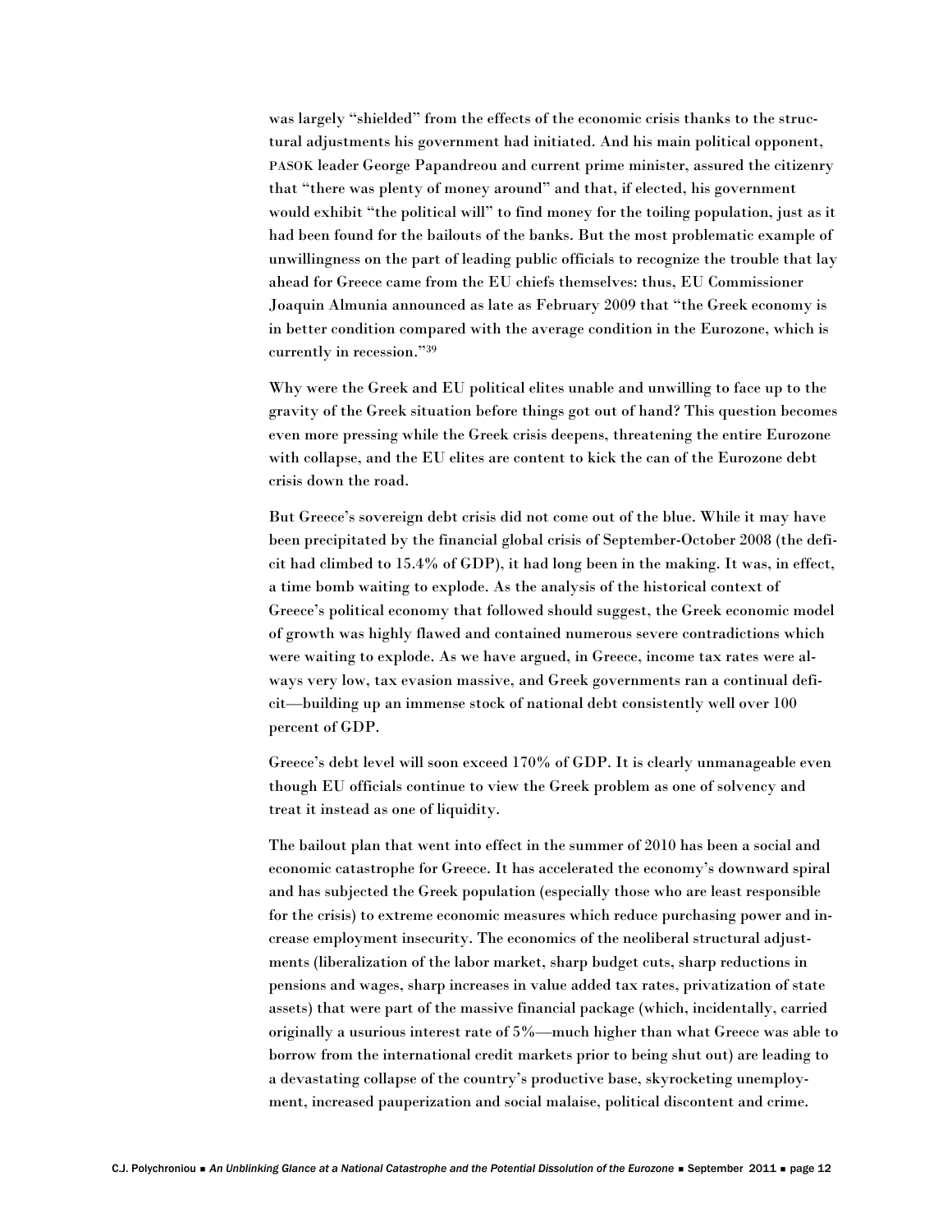was largely "shielded" from the effects of the economic crisis thanks to the structural adjustments his government had initiated. And his main political opponent, PASOK leader George Papandreou and current prime minister, assured the citizenry that "there was plenty of money around" and that, if elected, his government would exhibit "the political will" to find money for the toiling population, just as it had been found for the bailouts of the banks. But the most problematic example of unwillingness on the part of leading public officials to recognize the trouble that lay ahead for Greece came from the EU chiefs themselves: thus, EU Commissioner Joaquin Almunia announced as late as February 2009 that "the Greek economy is in better condition compared with the average condition in the Eurozone, which is currently in recession."[39]

Why were the Greek and EU political elites unable and unwilling to face up to the gravity of the Greek situation before things got out of hand? This question becomes even more pressing while the Greek crisis deepens, threatening the entire Eurozone with collapse, and the EU elites are content to kick the can of the Eurozone debt crisis down the road.

But Greece's sovereign debt crisis did not come out of the blue. While it may have been precipitated by the financial global crisis of September-October 2008 (the deficit had climbed to 15.4% of GDP), it had long been in the making. It was, in effect, a time bomb waiting to explode. As the analysis of the historical context of Greece's political economy that followed should suggest, the Greek economic model of growth was highly flawed and contained numerous severe contradictions which were waiting to explode. As we have argued, in Greece, income tax rates were always very low, tax evasion massive, and Greek governments ran a continual deficit—building up an immense stock of national debt consistently well over 100 percent of GDP.

Greece's debt level will soon exceed 170% of GDP. It is clearly unmanageable even though EU officials continue to view the Greek problem as one of solvency and treat it instead as one of liquidity.

The bailout plan that went into effect in the summer of 2010 has been a social and economic catastrophe for Greece. It has accelerated the economy's downward spiral and has subjected the Greek population (especially those who are least responsible for the crisis) to extreme economic measures which reduce purchasing power and increase employment insecurity. The economics of the neoliberal structural adjustments (liberalization of the labor market, sharp budget cuts, sharp reductions in pensions and wages, sharp increases in value added tax rates, privatization of state assets) that were part of the massive financial package (which, incidentally, carried originally a usurious interest rate of 5%—much higher than what Greece was able to borrow from the international credit markets prior to being shut out) are leading to a devastating collapse of the country's productive base, skyrocketing unemployment, increased pauperization and social malaise, political discontent and crime.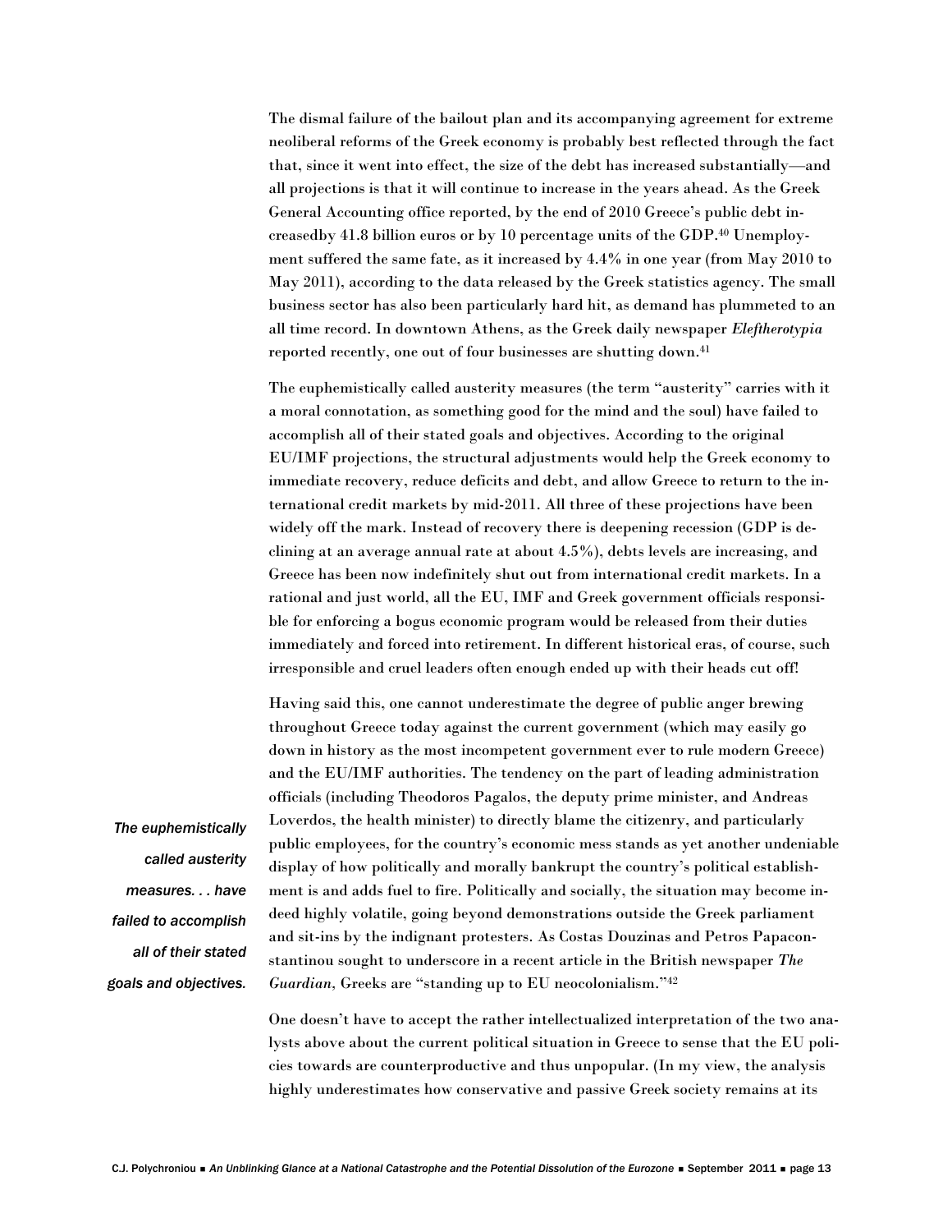The dismal failure of the bailout plan and its accompanying agreement for extreme neoliberal reforms of the Greek economy is probably best reflected through the fact that, since it went into effect, the size of the debt has increased substantially—and all projections is that it will continue to increase in the years ahead. As the Greek General Accounting office reported, by the end of 2010 Greece's public debt increasedby 41.8 billion euros or by 10 percentage units of the GDP.[40] Unemployment suffered the same fate, as it increased by 4.4% in one year (from May 2010 to May 2011), according to the data released by the Greek statistics agency. The small business sector has also been particularly hard hit, as demand has plummeted to an all time record. In downtown Athens, as the Greek daily newspaper *Eleftherotypia* reported recently, one out of four businesses are shutting down.[41]

The euphemistically called austerity measures (the term "austerity" carries with it a moral connotation, as something good for the mind and the soul) have failed to accomplish all of their stated goals and objectives. According to the original EU/IMF projections, the structural adjustments would help the Greek economy to immediate recovery, reduce deficits and debt, and allow Greece to return to the international credit markets by mid-2011. All three of these projections have been widely off the mark. Instead of recovery there is deepening recession (GDP is declining at an average annual rate at about 4.5%), debts levels are increasing, and Greece has been now indefinitely shut out from international credit markets. In a rational and just world, all the EU, IMF and Greek government officials responsible for enforcing a bogus economic program would be released from their duties immediately and forced into retirement. In different historical eras, of course, such irresponsible and cruel leaders often enough ended up with their heads cut off!

*The euphemistically called austerity measures. . . have failed to accomplish all of their stated goals and objectives.*

Having said this, one cannot underestimate the degree of public anger brewing throughout Greece today against the current government (which may easily go down in history as the most incompetent government ever to rule modern Greece) and the EU/IMF authorities. The tendency on the part of leading administration officials (including Theodoros Pagalos, the deputy prime minister, and Andreas Loverdos, the health minister) to directly blame the citizenry, and particularly public employees, for the country's economic mess stands as yet another undeniable display of how politically and morally bankrupt the country's political establishment is and adds fuel to fire. Politically and socially, the situation may become indeed highly volatile, going beyond demonstrations outside the Greek parliament and sit-ins by the indignant protesters. As Costas Douzinas and Petros Papaconstantinou sought to underscore in a recent article in the British newspaper *The Guardian*, Greeks are "standing up to EU neocolonialism."[42]

One doesn't have to accept the rather intellectualized interpretation of the two analysts above about the current political situation in Greece to sense that the EU policies towards are counterproductive and thus unpopular. (In my view, the analysis highly underestimates how conservative and passive Greek society remains at its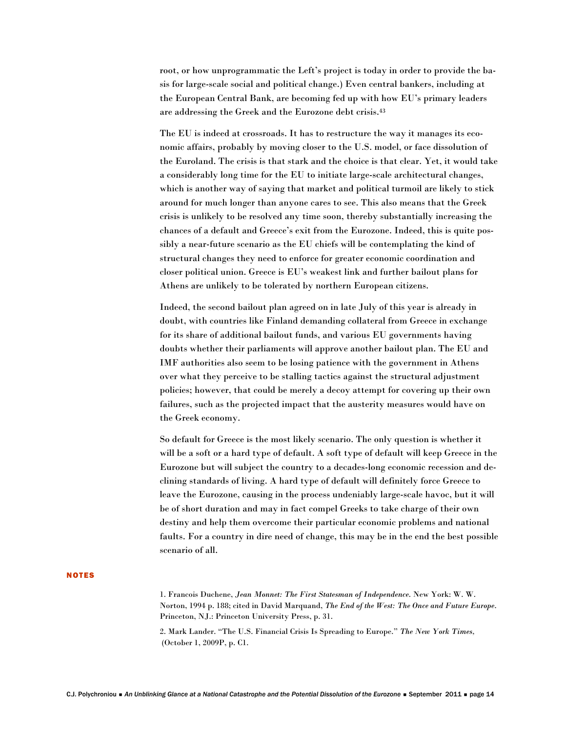root, or how unprogrammatic the Left's project is today in order to provide the basis for large-scale social and political change.) Even central bankers, including at the European Central Bank, are becoming fed up with how EU's primary leaders are addressing the Greek and the Eurozone debt crisis.[43]

The EU is indeed at crossroads. It has to restructure the way it manages its economic affairs, probably by moving closer to the U.S. model, or face dissolution of the Euroland. The crisis is that stark and the choice is that clear. Yet, it would take a considerably long time for the EU to initiate large-scale architectural changes, which is another way of saying that market and political turmoil are likely to stick around for much longer than anyone cares to see. This also means that the Greek crisis is unlikely to be resolved any time soon, thereby substantially increasing the chances of a default and Greece's exit from the Eurozone. Indeed, this is quite possibly a near-future scenario as the EU chiefs will be contemplating the kind of structural changes they need to enforce for greater economic coordination and closer political union. Greece is EU's weakest link and further bailout plans for Athens are unlikely to be tolerated by northern European citizens.

Indeed, the second bailout plan agreed on in late July of this year is already in doubt, with countries like Finland demanding collateral from Greece in exchange for its share of additional bailout funds, and various EU governments having doubts whether their parliaments will approve another bailout plan. The EU and IMF authorities also seem to be losing patience with the government in Athens over what they perceive to be stalling tactics against the structural adjustment policies; however, that could be merely a decoy attempt for covering up their own failures, such as the projected impact that the austerity measures would have on the Greek economy.

So default for Greece is the most likely scenario. The only question is whether it will be a soft or a hard type of default. A soft type of default will keep Greece in the Eurozone but will subject the country to a decades-long economic recession and declining standards of living. A hard type of default will definitely force Greece to leave the Eurozone, causing in the process undeniably large-scale havoc, but it will be of short duration and may in fact compel Greeks to take charge of their own destiny and help them overcome their particular economic problems and national faults. For a country in dire need of change, this may be in the end the best possible scenario of all.

## NOTES

1. Francois Duchene, *Jean Monnet: The First Statesman of Independence.* New York: W. W. Norton, 1994 p. 188; cited in David Marquand, *The End of the West: The Once and Future Europe.* Princeton, NJ.: Princeton University Press, p. 31.

2. Mark Lander. "The U.S. Financial Crisis Is Spreading to Europe." *The New York Times,* (October 1, 2009P, p. C1.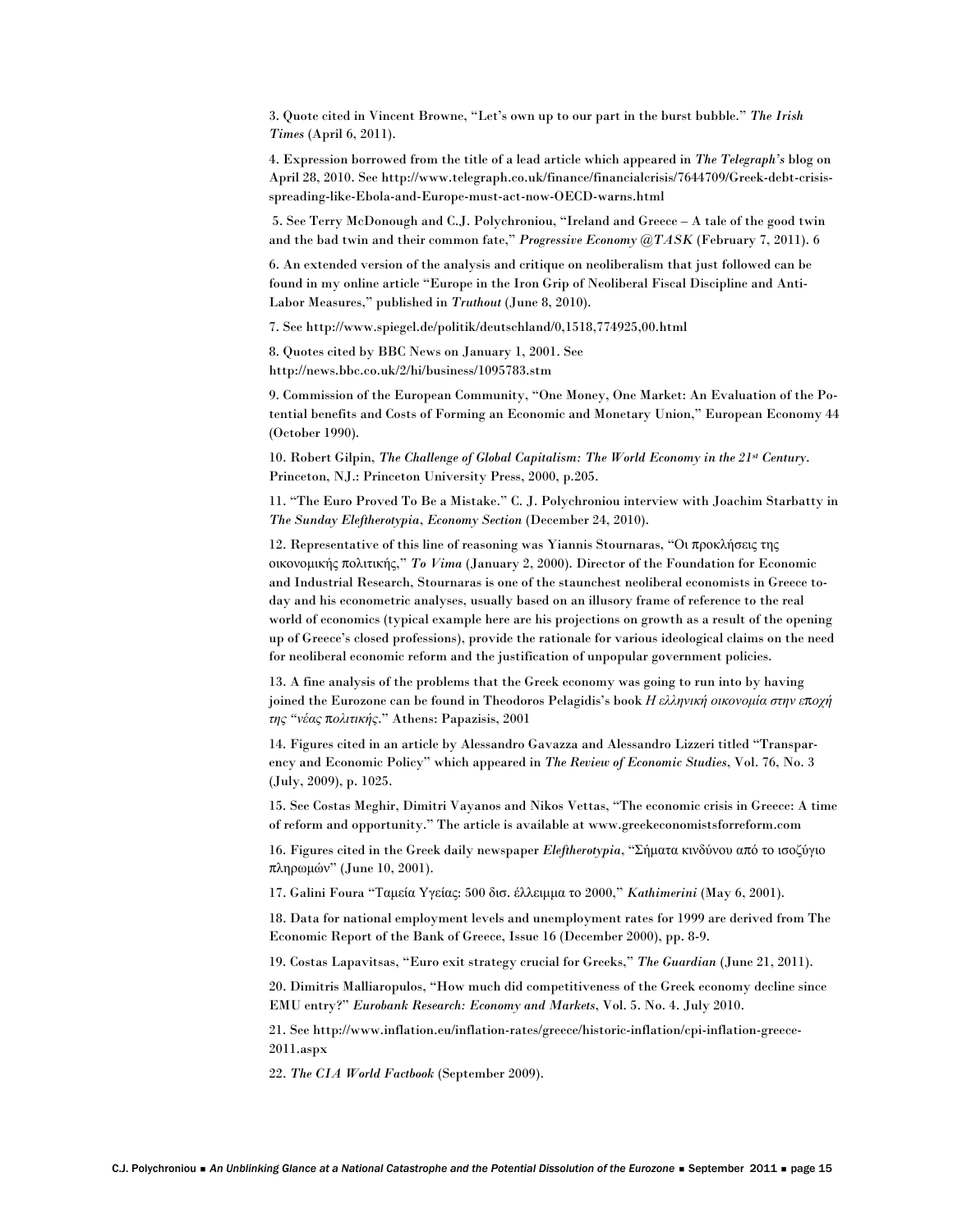3. Quote cited in Vincent Browne, "Let's own up to our part in the burst bubble." *The Irish Times* (April 6, 2011).

4. Expression borrowed from the title of a lead article which appeared in *The Telegraph's* blog on April 28, 2010. See http://www.telegraph.co.uk/finance/financialcrisis/7644709/Greek-debt-crisis-spreading-like-Ebola-and-Europe-must-act-now-OECD-warns.html

5. See Terry McDonough and C.J. Polychroniou, "Ireland and Greece – A tale of the good twin and the bad twin and their common fate," *Progressive Economy @TASK* (February 7, 2011). 6

6. An extended version of the analysis and critique on neoliberalism that just followed can be found in my online article "Europe in the Iron Grip of Neoliberal Fiscal Discipline and Anti-Labor Measures," published in *Truthout* (June 8, 2010).

7. See http://www.spiegel.de/politik/deutschland/0,1518,774925,00.html

8. Quotes cited by BBC News on January 1, 2001. See http://news.bbc.co.uk/2/hi/business/1095783.stm

9. Commission of the European Community, "One Money, One Market: An Evaluation of the Potential benefits and Costs of Forming an Economic and Monetary Union," European Economy 44 (October 1990).

10. Robert Gilpin, *The Challenge of Global Capitalism: The World Economy in the 21st Century*. Princeton, NJ.: Princeton University Press, 2000, p.205.

11. "The Euro Proved To Be a Mistake." C. J. Polychroniou interview with Joachim Starbatty in *The Sunday Eleftherotypia*, *Economy Section* (December 24, 2010).

12. Representative of this line of reasoning was Yiannis Stournaras, "Οι προκλήσεις της οικονομικής πολιτικής," *To Vima* (January 2, 2000). Director of the Foundation for Economic and Industrial Research, Stournaras is one of the staunchest neoliberal economists in Greece today and his econometric analyses, usually based on an illusory frame of reference to the real world of economics (typical example here are his projections on growth as a result of the opening up of Greece's closed professions), provide the rationale for various ideological claims on the need for neoliberal economic reform and the justification of unpopular government policies.

13. A fine analysis of the problems that the Greek economy was going to run into by having joined the Eurozone can be found in Theodoros Pelagidis's book *Η ελληνική οικονομία στην εποχή της "νέας πολιτικής*." Athens: Papazisis, 2001

14. Figures cited in an article by Alessandro Gavazza and Alessandro Lizzeri titled "Transparency and Economic Policy" which appeared in *The Review of Economic Studies*, Vol. 76, No. 3 (July, 2009), p. 1025.

15. See Costas Meghir, Dimitri Vayanos and Nikos Vettas, "The economic crisis in Greece: A time of reform and opportunity." The article is available at www.greekeconomistsforreform.com

16. Figures cited in the Greek daily newspaper *Eleftherotypia*, "Σήματα κινδύνου από το ισοζύγιο πληρωμών" (June 10, 2001).

17. Galini Foura "Ταμεία Υγείας: 500 δισ. έλλειμμα το 2000," *Kathimerini* (May 6, 2001).

18. Data for national employment levels and unemployment rates for 1999 are derived from The Economic Report of the Bank of Greece, Issue 16 (December 2000), pp. 8-9.

19. Costas Lapavitsas, "Euro exit strategy crucial for Greeks," *The Guardian* (June 21, 2011).

20. Dimitris Malliaropulos, "How much did competitiveness of the Greek economy decline since EMU entry?" *Eurobank Research: Economy and Markets*, Vol. 5. No. 4. July 2010.

21. See http://www.inflation.eu/inflation-rates/greece/historic-inflation/cpi-inflation-greece-2011.aspx

22. *The CIA World Factbook* (September 2009).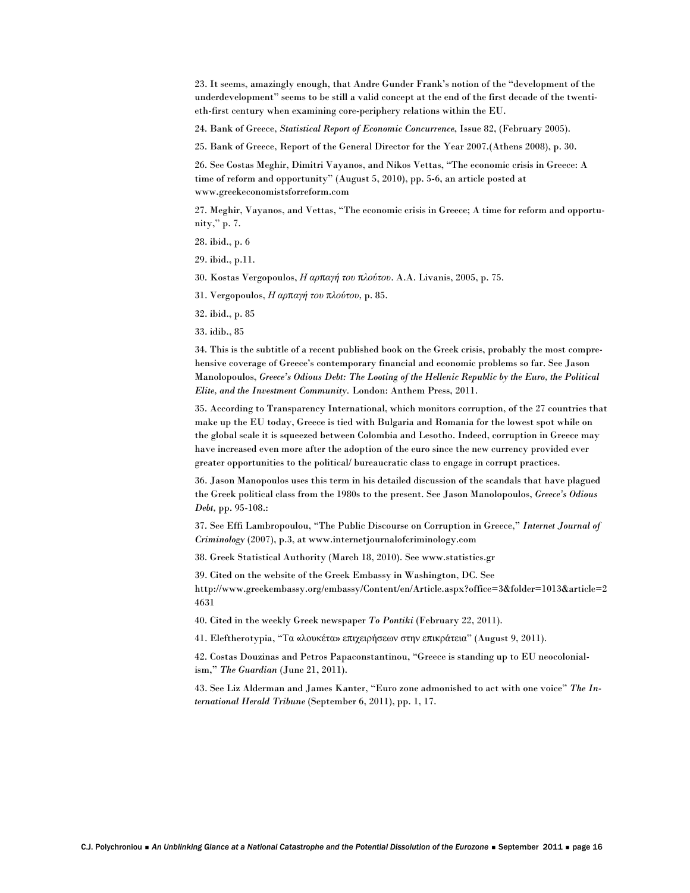23. It seems, amazingly enough, that Andre Gunder Frank's notion of the "development of the underdevelopment" seems to be still a valid concept at the end of the first decade of the twenty-first century when examining core-periphery relations within the EU.

24. Bank of Greece, *Statistical Report of Economic Concurrence*, Issue 82, (February 2005).

25. Bank of Greece, Report of the General Director for the Year 2007.(Athens 2008), p. 30.

26. See Costas Meghir, Dimitri Vayanos, and Nikos Vettas, "The economic crisis in Greece: A time of reform and opportunity" (August 5, 2010), pp. 5-6, an article posted at www.greekeconomistsforreform.com

27. Meghir, Vayanos, and Vettas, "The economic crisis in Greece; A time for reform and opportunity," p. 7.

28. ibid., p. 6

29. ibid., p.11.

30. Kostas Vergopoulos, *Η αρπαγή του πλούτου*. A.A. Livanis, 2005, p. 75.

31. Vergopoulos, *Η αρπαγή του πλούτου*, p. 85.

32. ibid., p. 85

33. idib., 85

34. This is the subtitle of a recent published book on the Greek crisis, probably the most comprehensive coverage of Greece's contemporary financial and economic problems so far. See Jason Manolopoulos, *Greece's Odious Debt: The Looting of the Hellenic Republic by the Euro, the Political Elite, and the Investment Community.* London: Anthem Press, 2011.

35. According to Transparency International, which monitors corruption, of the 27 countries that make up the EU today, Greece is tied with Bulgaria and Romania for the lowest spot while on the global scale it is squeezed between Colombia and Lesotho. Indeed, corruption in Greece may have increased even more after the adoption of the euro since the new currency provided ever greater opportunities to the political/ bureaucratic class to engage in corrupt practices.

36. Jason Manopoulos uses this term in his detailed discussion of the scandals that have plagued the Greek political class from the 1980s to the present. See Jason Manolopoulos, *Greece's Odious Debt*, pp. 95-108.:

37. See Effi Lambropoulou, "The Public Discourse on Corruption in Greece," *Internet Journal of Criminology* (2007), p.3, at www.internetjournalofcriminology.com

38. Greek Statistical Authority (March 18, 2010). See www.statistics.gr

39. Cited on the website of the Greek Embassy in Washington, DC. See http://www.greekembassy.org/embassy/Content/en/Article.aspx?office=3&folder=1013&article=24631

40. Cited in the weekly Greek newspaper *To Pontiki* (February 22, 2011).

41. Eleftherotypia, "Τα «λουκέτα» επιχειρήσεων στην επικράτεια" (August 9, 2011).

42. Costas Douzinas and Petros Papaconstantinou, "Greece is standing up to EU neocolonialism," *The Guardian* (June 21, 2011).

43. See Liz Alderman and James Kanter, "Euro zone admonished to act with one voice" *The International Herald Tribune* (September 6, 2011), pp. 1, 17.